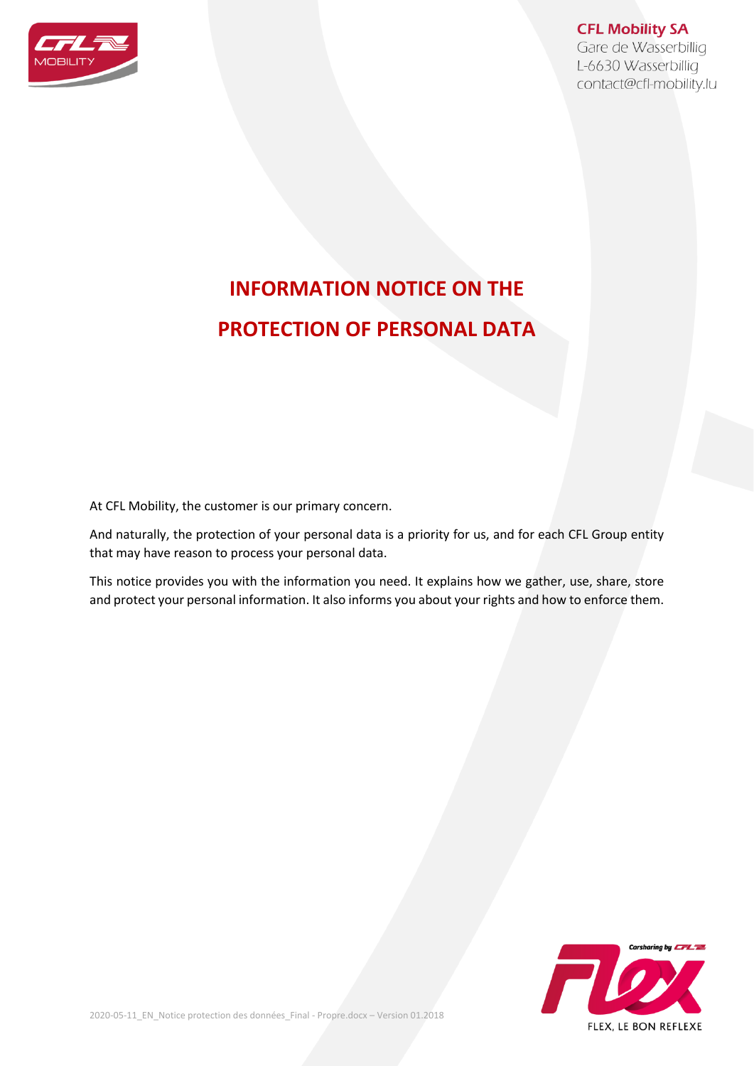**CFL Mobility SA**
Gare de Wasserbillig
L-6630 Wasserbillig
contact@cfl-mobility.lu

# INFORMATION NOTICE ON THE PROTECTION OF PERSONAL DATA

At CFL Mobility, the customer is our primary concern.

And naturally, the protection of your personal data is a priority for us, and for each CFL Group entity that may have reason to process your personal data.

This notice provides you with the information you need. It explains how we gather, use, share, store and protect your personal information. It also informs you about your rights and how to enforce them.

Carsharing by CFL

FLEX, LE BON REFLEXE

2020-05-11_EN_Notice protection des données_Final - Propre.docx – Version 01.2018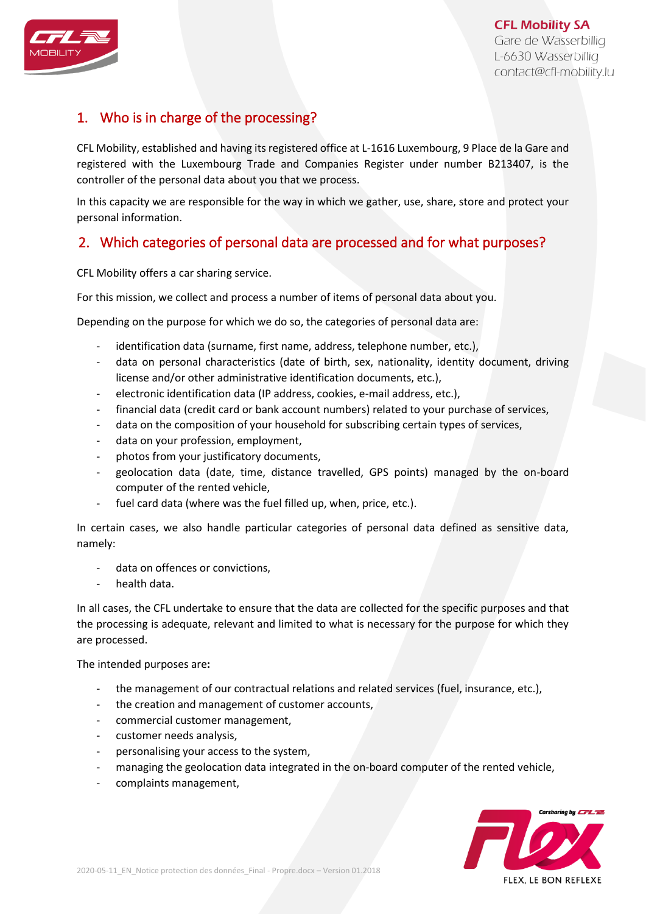## 1. Who is in charge of the processing?

CFL Mobility, established and having its registered office at L-1616 Luxembourg, 9 Place de la Gare and registered with the Luxembourg Trade and Companies Register under number B213407, is the controller of the personal data about you that we process.

In this capacity we are responsible for the way in which we gather, use, share, store and protect your personal information.

## 2. Which categories of personal data are processed and for what purposes?

CFL Mobility offers a car sharing service.

For this mission, we collect and process a number of items of personal data about you.

Depending on the purpose for which we do so, the categories of personal data are:

- identification data (surname, first name, address, telephone number, etc.),
- data on personal characteristics (date of birth, sex, nationality, identity document, driving license and/or other administrative identification documents, etc.),
- electronic identification data (IP address, cookies, e-mail address, etc.),
- financial data (credit card or bank account numbers) related to your purchase of services,
- data on the composition of your household for subscribing certain types of services,
- data on your profession, employment,
- photos from your justificatory documents,
- geolocation data (date, time, distance travelled, GPS points) managed by the on-board computer of the rented vehicle,
- fuel card data (where was the fuel filled up, when, price, etc.).

In certain cases, we also handle particular categories of personal data defined as sensitive data, namely:

- data on offences or convictions,
- health data.

In all cases, the CFL undertake to ensure that the data are collected for the specific purposes and that the processing is adequate, relevant and limited to what is necessary for the purpose for which they are processed.

The intended purposes are**:**

- the management of our contractual relations and related services (fuel, insurance, etc.),
- the creation and management of customer accounts,
- commercial customer management,
- customer needs analysis,
- personalising your access to the system,
- managing the geolocation data integrated in the on-board computer of the rented vehicle,
- complaints management,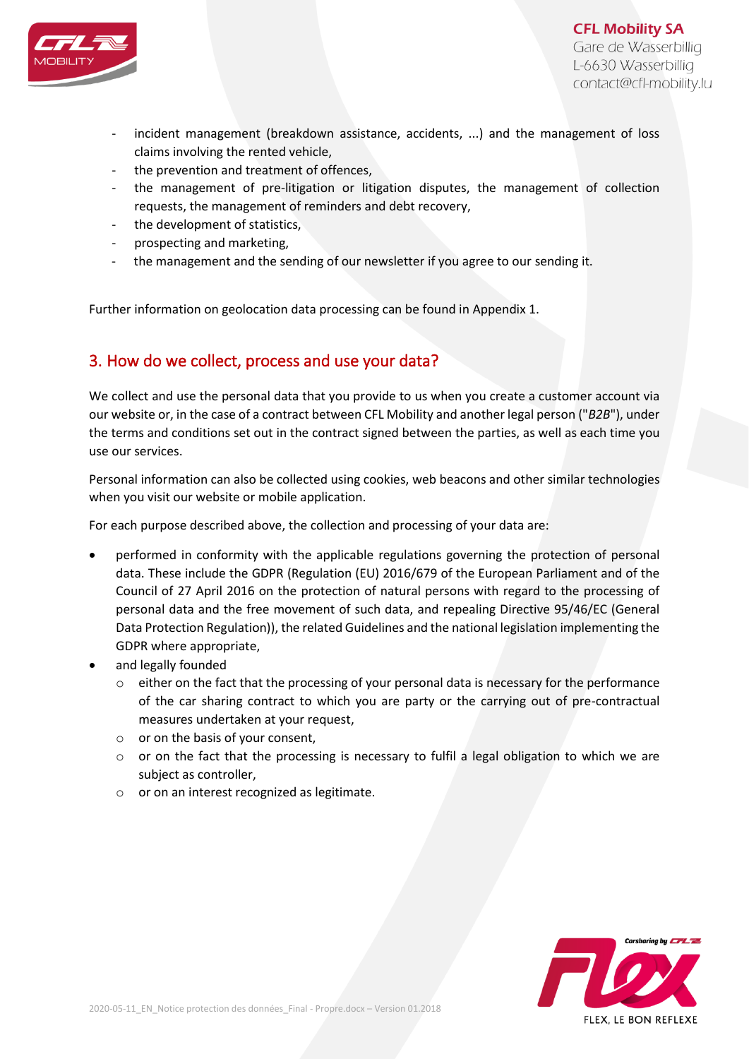- incident management (breakdown assistance, accidents, ...) and the management of loss claims involving the rented vehicle,
- the prevention and treatment of offences,
- the management of pre-litigation or litigation disputes, the management of collection requests, the management of reminders and debt recovery,
- the development of statistics,
- prospecting and marketing,
- the management and the sending of our newsletter if you agree to our sending it.

Further information on geolocation data processing can be found in Appendix 1.

## 3. How do we collect, process and use your data?

We collect and use the personal data that you provide to us when you create a customer account via our website or, in the case of a contract between CFL Mobility and another legal person ("*B2B*"), under the terms and conditions set out in the contract signed between the parties, as well as each time you use our services.

Personal information can also be collected using cookies, web beacons and other similar technologies when you visit our website or mobile application.

For each purpose described above, the collection and processing of your data are:

- performed in conformity with the applicable regulations governing the protection of personal data. These include the GDPR (Regulation (EU) 2016/679 of the European Parliament and of the Council of 27 April 2016 on the protection of natural persons with regard to the processing of personal data and the free movement of such data, and repealing Directive 95/46/EC (General Data Protection Regulation)), the related Guidelines and the national legislation implementing the GDPR where appropriate,
- and legally founded
  - either on the fact that the processing of your personal data is necessary for the performance of the car sharing contract to which you are party or the carrying out of pre-contractual measures undertaken at your request,
  - or on the basis of your consent,
  - or on the fact that the processing is necessary to fulfil a legal obligation to which we are subject as controller,
  - or on an interest recognized as legitimate.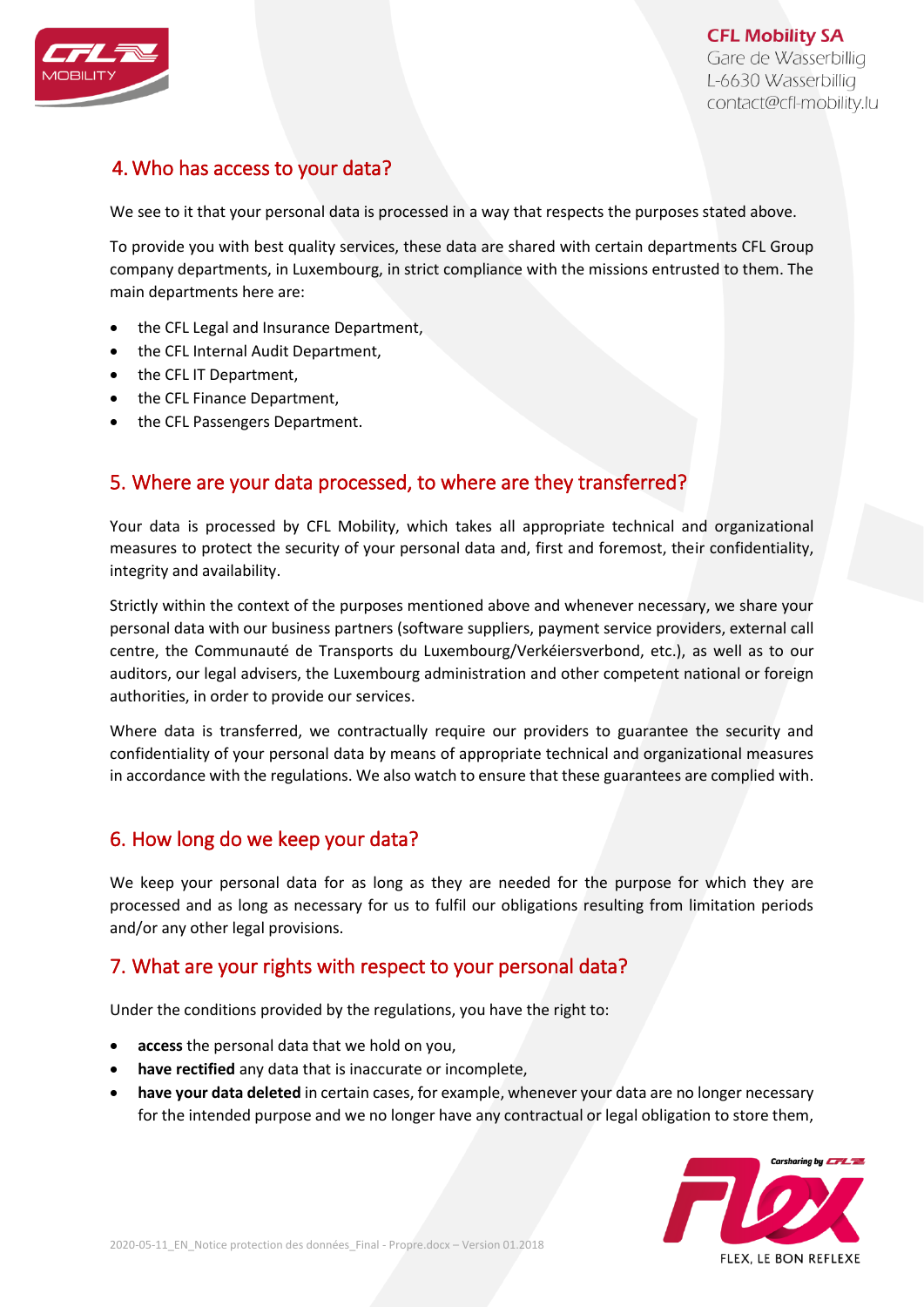## 4. Who has access to your data?

We see to it that your personal data is processed in a way that respects the purposes stated above.

To provide you with best quality services, these data are shared with certain departments CFL Group company departments, in Luxembourg, in strict compliance with the missions entrusted to them. The main departments here are:

- the CFL Legal and Insurance Department,
- the CFL Internal Audit Department,
- the CFL IT Department,
- the CFL Finance Department,
- the CFL Passengers Department.

## 5. Where are your data processed, to where are they transferred?

Your data is processed by CFL Mobility, which takes all appropriate technical and organizational measures to protect the security of your personal data and, first and foremost, their confidentiality, integrity and availability.

Strictly within the context of the purposes mentioned above and whenever necessary, we share your personal data with our business partners (software suppliers, payment service providers, external call centre, the Communauté de Transports du Luxembourg/Verkéiersverbond, etc.), as well as to our auditors, our legal advisers, the Luxembourg administration and other competent national or foreign authorities, in order to provide our services.

Where data is transferred, we contractually require our providers to guarantee the security and confidentiality of your personal data by means of appropriate technical and organizational measures in accordance with the regulations. We also watch to ensure that these guarantees are complied with.

## 6. How long do we keep your data?

We keep your personal data for as long as they are needed for the purpose for which they are processed and as long as necessary for us to fulfil our obligations resulting from limitation periods and/or any other legal provisions.

## 7. What are your rights with respect to your personal data?

Under the conditions provided by the regulations, you have the right to:

- **access** the personal data that we hold on you,
- **have rectified** any data that is inaccurate or incomplete,
- **have your data deleted** in certain cases, for example, whenever your data are no longer necessary for the intended purpose and we no longer have any contractual or legal obligation to store them,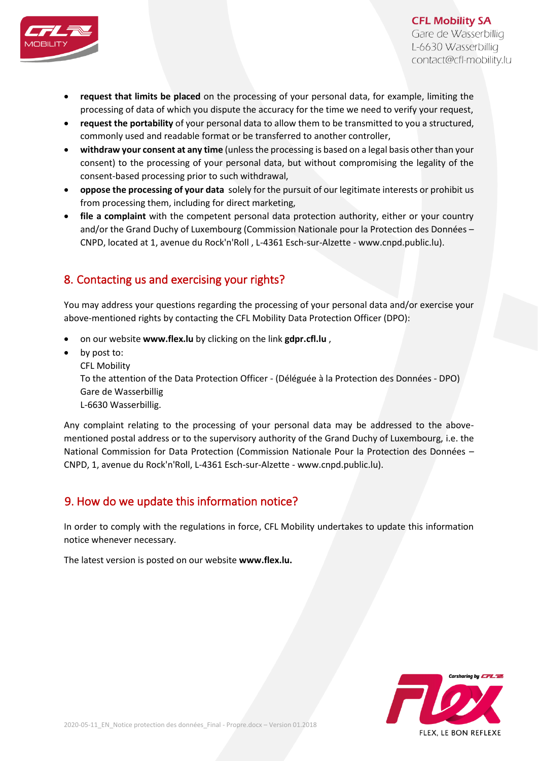- **request that limits be placed** on the processing of your personal data, for example, limiting the processing of data of which you dispute the accuracy for the time we need to verify your request,
- **request the portability** of your personal data to allow them to be transmitted to you a structured, commonly used and readable format or be transferred to another controller,
- **withdraw your consent at any time** (unless the processing is based on a legal basis other than your consent) to the processing of your personal data, but without compromising the legality of the consent-based processing prior to such withdrawal,
- **oppose the processing of your data** solely for the pursuit of our legitimate interests or prohibit us from processing them, including for direct marketing,
- **file a complaint** with the competent personal data protection authority, either or your country and/or the Grand Duchy of Luxembourg (Commission Nationale pour la Protection des Données – CNPD, located at 1, avenue du Rock'n'Roll , L-4361 Esch-sur-Alzette - www.cnpd.public.lu).

## 8. Contacting us and exercising your rights?

You may address your questions regarding the processing of your personal data and/or exercise your above-mentioned rights by contacting the CFL Mobility Data Protection Officer (DPO):

- on our website **www.flex.lu** by clicking on the link **gdpr.cfl.lu** ,
- by post to:
  CFL Mobility
  To the attention of the Data Protection Officer - (Déléguée à la Protection des Données - DPO)
  Gare de Wasserbillig
  L-6630 Wasserbillig.

Any complaint relating to the processing of your personal data may be addressed to the above-mentioned postal address or to the supervisory authority of the Grand Duchy of Luxembourg, i.e. the National Commission for Data Protection (Commission Nationale Pour la Protection des Données – CNPD, 1, avenue du Rock'n'Roll, L-4361 Esch-sur-Alzette - www.cnpd.public.lu).

## 9. How do we update this information notice?

In order to comply with the regulations in force, CFL Mobility undertakes to update this information notice whenever necessary.

The latest version is posted on our website **www.flex.lu.**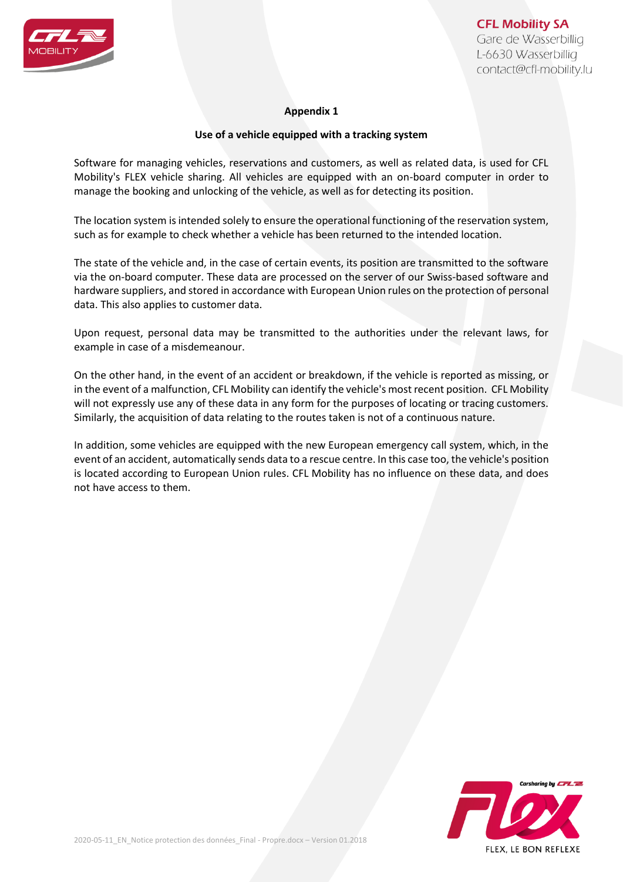## Appendix 1

### Use of a vehicle equipped with a tracking system

Software for managing vehicles, reservations and customers, as well as related data, is used for CFL Mobility's FLEX vehicle sharing. All vehicles are equipped with an on-board computer in order to manage the booking and unlocking of the vehicle, as well as for detecting its position.

The location system is intended solely to ensure the operational functioning of the reservation system, such as for example to check whether a vehicle has been returned to the intended location.

The state of the vehicle and, in the case of certain events, its position are transmitted to the software via the on-board computer. These data are processed on the server of our Swiss-based software and hardware suppliers, and stored in accordance with European Union rules on the protection of personal data. This also applies to customer data.

Upon request, personal data may be transmitted to the authorities under the relevant laws, for example in case of a misdemeanour.

On the other hand, in the event of an accident or breakdown, if the vehicle is reported as missing, or in the event of a malfunction, CFL Mobility can identify the vehicle's most recent position. CFL Mobility will not expressly use any of these data in any form for the purposes of locating or tracing customers. Similarly, the acquisition of data relating to the routes taken is not of a continuous nature.

In addition, some vehicles are equipped with the new European emergency call system, which, in the event of an accident, automatically sends data to a rescue centre. In this case too, the vehicle's position is located according to European Union rules. CFL Mobility has no influence on these data, and does not have access to them.